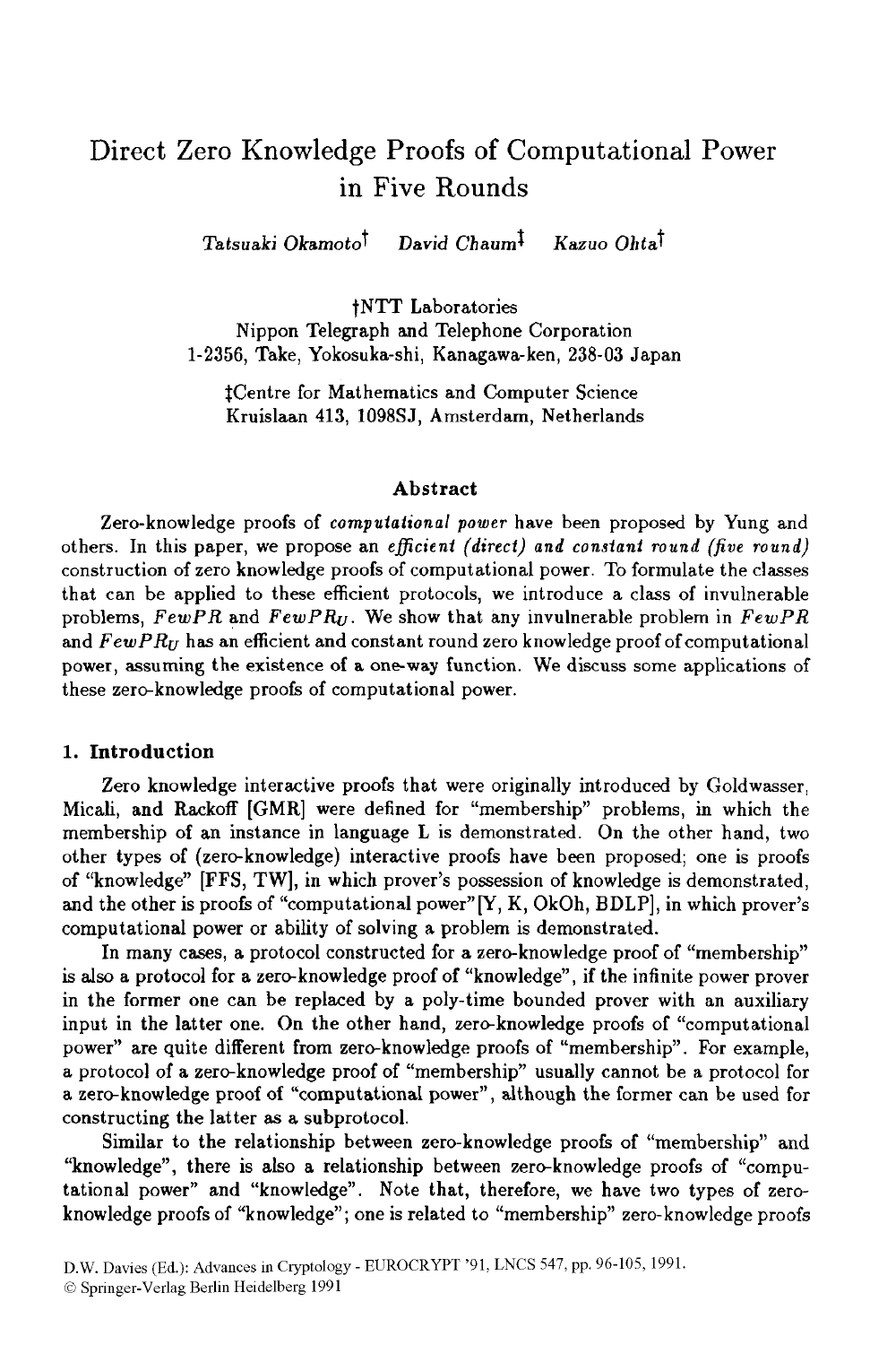# Direct Zero Knowledge Proofs of Computational Power in Five Rounds

*Tatsuaki Okamoto*[†] *David Chaum*[‡] *Kazuo Ohta*[†]

†NTT Laboratories
Nippon Telegraph and Telephone Corporation
1-2356, Take, Yokosuka-shi, Kanagawa-ken, 238-03 Japan

‡Centre for Mathematics and Computer Science
Kruislaan 413, 1098SJ, Amsterdam, Netherlands

## Abstract

Zero-knowledge proofs of *computational power* have been proposed by Yung and others. In this paper, we propose an *efficient (direct) and constant round (five round)* construction of zero knowledge proofs of computational power. To formulate the classes that can be applied to these efficient protocols, we introduce a class of invulnerable problems, $FewPR$ and $FewPR_U$. We show that any invulnerable problem in $FewPR$ and $FewPR_U$ has an efficient and constant round zero knowledge proof of computational power, assuming the existence of a one-way function. We discuss some applications of these zero-knowledge proofs of computational power.

## 1. Introduction

Zero knowledge interactive proofs that were originally introduced by Goldwasser, Micali, and Rackoff [GMR] were defined for "membership" problems, in which the membership of an instance in language L is demonstrated. On the other hand, two other types of (zero-knowledge) interactive proofs have been proposed; one is proofs of "knowledge" [FFS, TW], in which prover's possession of knowledge is demonstrated, and the other is proofs of "computational power" [Y, K, OkOh, BDLP], in which prover's computational power or ability of solving a problem is demonstrated.

In many cases, a protocol constructed for a zero-knowledge proof of "membership" is also a protocol for a zero-knowledge proof of "knowledge", if the infinite power prover in the former one can be replaced by a poly-time bounded prover with an auxiliary input in the latter one. On the other hand, zero-knowledge proofs of "computational power" are quite different from zero-knowledge proofs of "membership". For example, a protocol of a zero-knowledge proof of "membership" usually cannot be a protocol for a zero-knowledge proof of "computational power", although the former can be used for constructing the latter as a subprotocol.

Similar to the relationship between zero-knowledge proofs of "membership" and "knowledge", there is also a relationship between zero-knowledge proofs of "computational power" and "knowledge". Note that, therefore, we have two types of zero-knowledge proofs of "knowledge"; one is related to "membership" zero-knowledge proofs

D.W. Davies (Ed.): Advances in Cryptology - EUROCRYPT '91, LNCS 547, pp. 96-105, 1991.
© Springer-Verlag Berlin Heidelberg 1991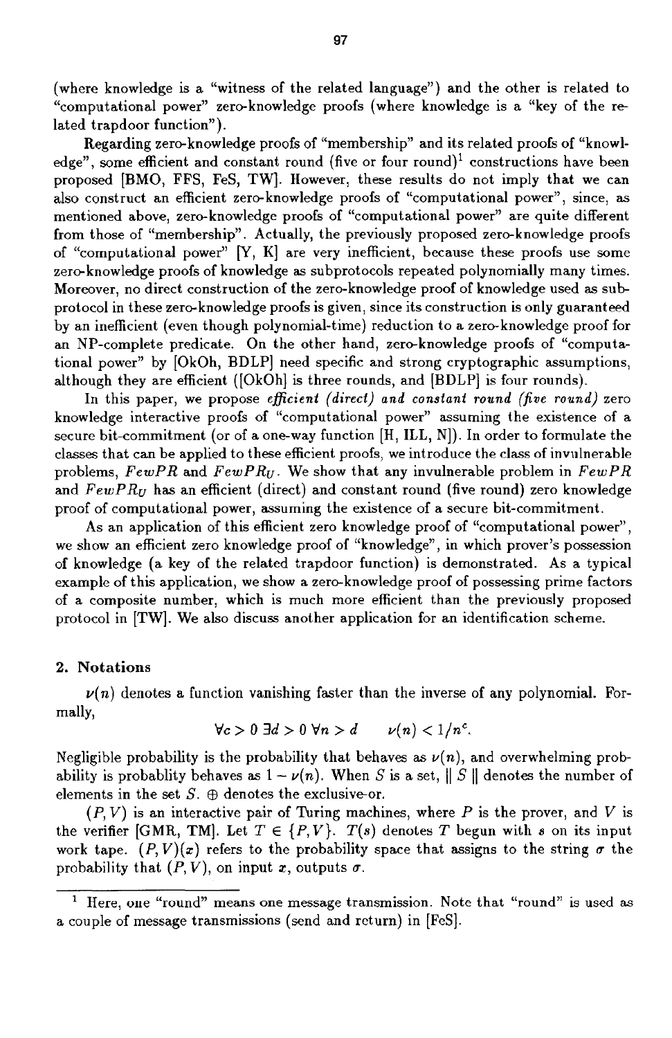(where knowledge is a "witness of the related language") and the other is related to "computational power" zero-knowledge proofs (where knowledge is a "key of the related trapdoor function").

Regarding zero-knowledge proofs of "membership" and its related proofs of "knowledge", some efficient and constant round (five or four round)[1] constructions have been proposed [BMO, FFS, FeS, TW]. However, these results do not imply that we can also construct an efficient zero-knowledge proofs of "computational power", since, as mentioned above, zero-knowledge proofs of "computational power" are quite different from those of "membership". Actually, the previously proposed zero-knowledge proofs of "computational power" [Y, K] are very inefficient, because these proofs use some zero-knowledge proofs of knowledge as subprotocols repeated polynomially many times. Moreover, no direct construction of the zero-knowledge proof of knowledge used as subprotocol in these zero-knowledge proofs is given, since its construction is only guaranteed by an inefficient (even though polynomial-time) reduction to a zero-knowledge proof for an NP-complete predicate. On the other hand, zero-knowledge proofs of "computational power" by [OkOh, BDLP] need specific and strong cryptographic assumptions, although they are efficient ([OkOh] is three rounds, and [BDLP] is four rounds).

In this paper, we propose *efficient (direct) and constant round (five round)* zero knowledge interactive proofs of "computational power" assuming the existence of a secure bit-commitment (or of a one-way function [H, ILL, N]). In order to formulate the classes that can be applied to these efficient proofs, we introduce the class of invulnerable problems, $FewPR$ and $FewPR_U$. We show that any invulnerable problem in $FewPR$ and $FewPR_U$ has an efficient (direct) and constant round (five round) zero knowledge proof of computational power, assuming the existence of a secure bit-commitment.

As an application of this efficient zero knowledge proof of "computational power", we show an efficient zero knowledge proof of "knowledge", in which prover's possession of knowledge (a key of the related trapdoor function) is demonstrated. As a typical example of this application, we show a zero-knowledge proof of possessing prime factors of a composite number, which is much more efficient than the previously proposed protocol in [TW]. We also discuss another application for an identification scheme.

## 2. Notations

$\nu(n)$ denotes a function vanishing faster than the inverse of any polynomial. Formally,

$$\forall c > 0 \; \exists d > 0 \; \forall n > d \qquad \nu(n) < 1/n^c.$$

Negligible probability is the probability that behaves as $\nu(n)$, and overwhelming probability is probablity behaves as $1 - \nu(n)$. When $S$ is a set, $\| S \|$ denotes the number of elements in the set $S$. $\oplus$ denotes the exclusive-or.

$(P, V)$ is an interactive pair of Turing machines, where $P$ is the prover, and $V$ is the verifier [GMR, TM]. Let $T \in \{P, V\}$. $T(s)$ denotes $T$ begun with $s$ on its input work tape. $(P, V)(x)$ refers to the probability space that assigns to the string $\sigma$ the probability that $(P, V)$, on input $x$, outputs $\sigma$.

[1] Here, one "round" means one message transmission. Note that "round" is used as a couple of message transmissions (send and return) in [FeS].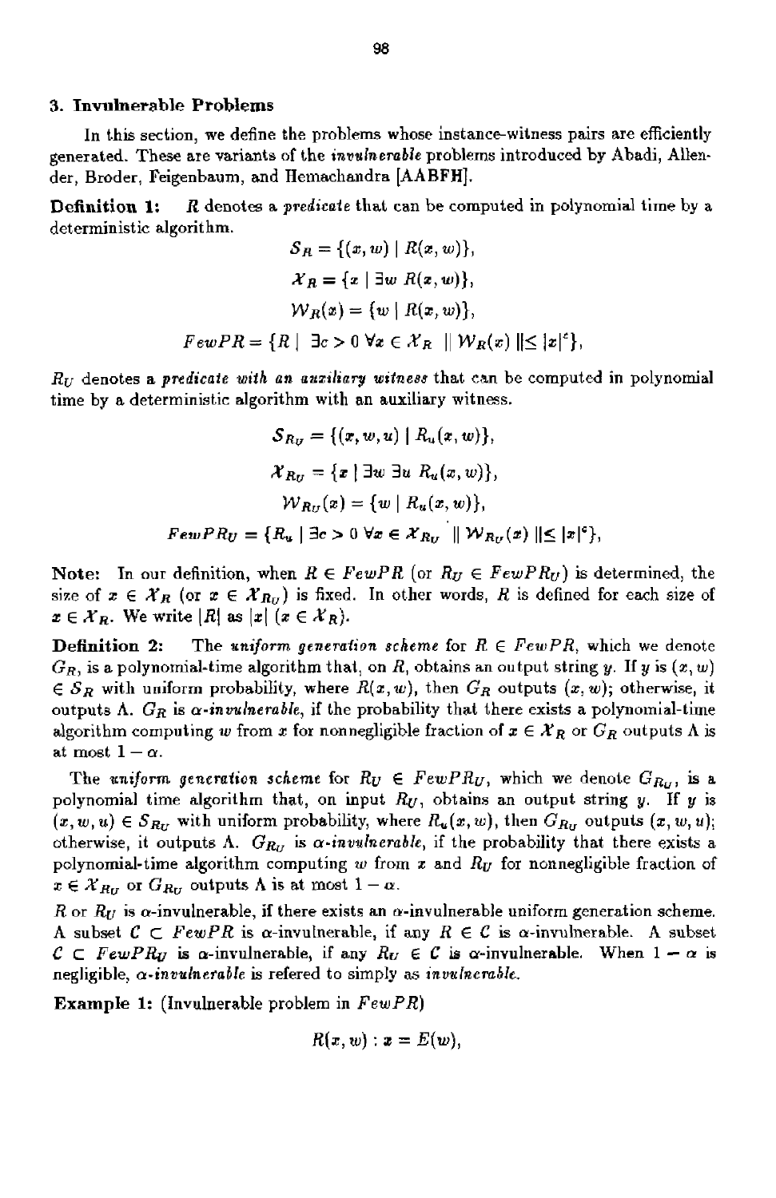### 3. Invulnerable Problems

In this section, we define the problems whose instance-witness pairs are efficiently generated. These are variants of the *invulnerable* problems introduced by Abadi, Allender, Broder, Feigenbaum, and Hemachandra [AABFH].

**Definition 1:** $R$ denotes a *predicate* that can be computed in polynomial time by a deterministic algorithm.

$$\mathcal{S}_R = \{(x, w) \mid R(x, w)\},$$

$$\mathcal{X}_R = \{x \mid \exists w \; R(x, w)\},$$

$$\mathcal{W}_R(x) = \{w \mid R(x, w)\},$$

$$FewPR = \{R \mid \exists c > 0 \; \forall x \in \mathcal{X}_R \; \| \mathcal{W}_R(x) \| \leq |x|^c\},$$

$R_U$ denotes a *predicate with an auxiliary witness* that can be computed in polynomial time by a deterministic algorithm with an auxiliary witness.

$$\mathcal{S}_{R_U} = \{(x, w, u) \mid R_u(x, w)\},$$

$$\mathcal{X}_{R_U} = \{x \mid \exists w \; \exists u \; R_u(x, w)\},$$

$$\mathcal{W}_{R_U}(x) = \{w \mid R_u(x, w)\},$$

$$FewPR_U = \{R_u \mid \exists c > 0 \; \forall x \in \mathcal{X}_{R_U} \; \| \mathcal{W}_{R_U}(x) \| \leq |x|^c\},$$

**Note:** In our definition, when $R \in FewPR$ (or $R_U \in FewPR_U$) is determined, the size of $x \in \mathcal{X}_R$ (or $x \in \mathcal{X}_{R_U}$) is fixed. In other words, $R$ is defined for each size of $x \in \mathcal{X}_R$. We write $|R|$ as $|x|$ ($x \in \mathcal{X}_R$).

**Definition 2:** The *uniform generation scheme* for $R \in FewPR$, which we denote $G_R$, is a polynomial-time algorithm that, on $R$, obtains an output string $y$. If $y$ is $(x, w) \in \mathcal{S}_R$ with uniform probability, where $R(x, w)$, then $G_R$ outputs $(x, w)$; otherwise, it outputs $\Lambda$. $G_R$ is *$\alpha$-invulnerable*, if the probability that there exists a polynomial-time algorithm computing $w$ from $x$ for nonnegligible fraction of $x \in \mathcal{X}_R$ or $G_R$ outputs $\Lambda$ is at most $1 - \alpha$.

The *uniform generation scheme* for $R_U \in FewPR_U$, which we denote $G_{R_U}$, is a polynomial time algorithm that, on input $R_U$, obtains an output string $y$. If $y$ is $(x, w, u) \in \mathcal{S}_{R_U}$ with uniform probability, where $R_u(x, w)$, then $G_{R_U}$ outputs $(x, w, u)$; otherwise, it outputs $\Lambda$. $G_{R_U}$ is *$\alpha$-invulnerable*, if the probability that there exists a polynomial-time algorithm computing $w$ from $x$ and $R_U$ for nonnegligible fraction of $x \in \mathcal{X}_{R_U}$ or $G_{R_U}$ outputs $\Lambda$ is at most $1 - \alpha$.

$R$ or $R_U$ is $\alpha$-invulnerable, if there exists an $\alpha$-invulnerable uniform generation scheme. A subset $\mathcal{C} \subset FewPR$ is $\alpha$-invulnerable, if any $R \in \mathcal{C}$ is $\alpha$-invulnerable. A subset $\mathcal{C} \subset FewPR_U$ is $\alpha$-invulnerable, if any $R_U \in \mathcal{C}$ is $\alpha$-invulnerable. When $1 - \alpha$ is negligible, *$\alpha$-invulnerable* is refered to simply as *invulnerable*.

**Example 1:** (Invulnerable problem in $FewPR$)

$$R(x, w) : x = E(w),$$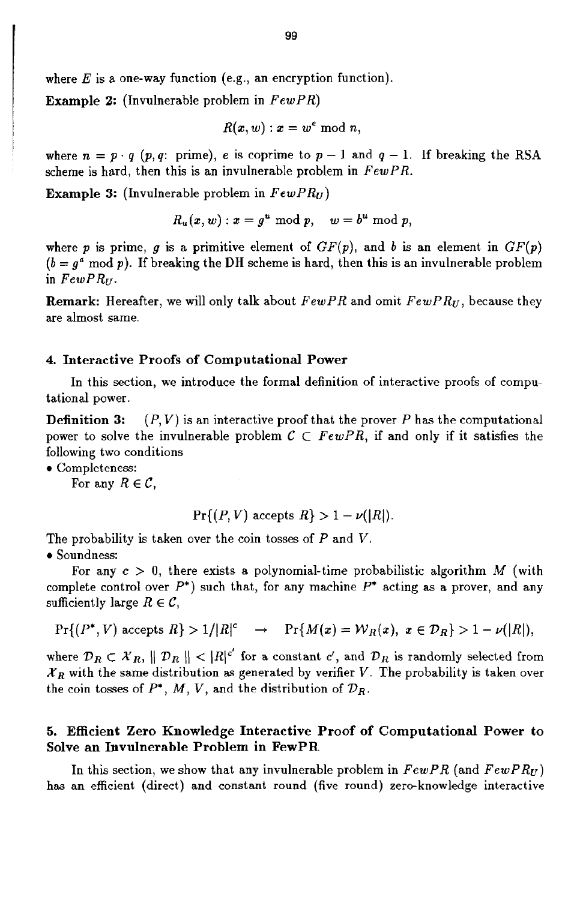where $E$ is a one-way function (e.g., an encryption function).

**Example 2:** (Invulnerable problem in $FewPR$)

$$R(x, w) : x = w^e \bmod n,$$

where $n = p \cdot q$ ($p, q$: prime), $e$ is coprime to $p-1$ and $q-1$. If breaking the RSA scheme is hard, then this is an invulnerable problem in $FewPR$.

**Example 3:** (Invulnerable problem in $FewPR_U$)

$$R_u(x, w) : x = g^u \bmod p, \quad w = b^u \bmod p,$$

where $p$ is prime, $g$ is a primitive element of $GF(p)$, and $b$ is an element in $GF(p)$ ($b = g^a \bmod p$). If breaking the DH scheme is hard, then this is an invulnerable problem in $FewPR_U$.

**Remark:** Hereafter, we will only talk about $FewPR$ and omit $FewPR_U$, because they are almost same.

## 4. Interactive Proofs of Computational Power

In this section, we introduce the formal definition of interactive proofs of computational power.

**Definition 3:** $(P, V)$ is an interactive proof that the prover $P$ has the computational power to solve the invulnerable problem $\mathcal{C} \subset FewPR$, if and only if it satisfies the following two conditions

- Completeness:

  For any $R \in \mathcal{C}$,

$$\Pr\{(P, V) \text{ accepts } R\} > 1 - \nu(|R|).$$

The probability is taken over the coin tosses of $P$ and $V$.

- Soundness:

  For any $c > 0$, there exists a polynomial-time probabilistic algorithm $M$ (with complete control over $P^*$) such that, for any machine $P^*$ acting as a prover, and any sufficiently large $R \in \mathcal{C}$,

$$\Pr\{(P^*, V) \text{ accepts } R\} > 1/|R|^c \quad \rightarrow \quad \Pr\{M(x) = \mathcal{W}_R(x),\ x \in \mathcal{D}_R\} > 1 - \nu(|R|),$$

where $\mathcal{D}_R \subset \mathcal{X}_R$, $\| \mathcal{D}_R \| < |R|^{c'}$ for a constant $c'$, and $\mathcal{D}_R$ is randomly selected from $\mathcal{X}_R$ with the same distribution as generated by verifier $V$. The probability is taken over the coin tosses of $P^*$, $M$, $V$, and the distribution of $\mathcal{D}_R$.

## 5. Efficient Zero Knowledge Interactive Proof of Computational Power to Solve an Invulnerable Problem in FewPR

In this section, we show that any invulnerable problem in $FewPR$ (and $FewPR_U$) has an efficient (direct) and constant round (five round) zero-knowledge interactive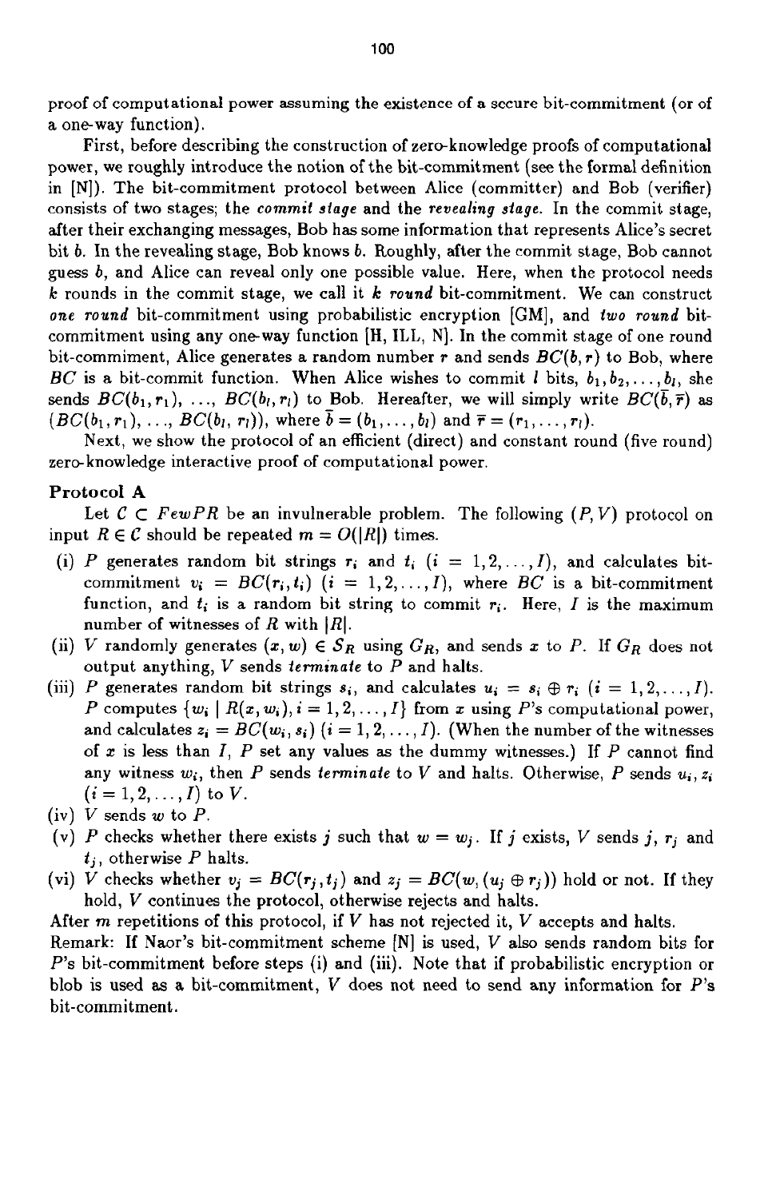proof of computational power assuming the existence of a secure bit-commitment (or of a one-way function).

First, before describing the construction of zero-knowledge proofs of computational power, we roughly introduce the notion of the bit-commitment (see the formal definition in [N]). The bit-commitment protocol between Alice (committer) and Bob (verifier) consists of two stages; the *commit stage* and the *revealing stage*. In the commit stage, after their exchanging messages, Bob has some information that represents Alice's secret bit $b$. In the revealing stage, Bob knows $b$. Roughly, after the commit stage, Bob cannot guess $b$, and Alice can reveal only one possible value. Here, when the protocol needs $k$ rounds in the commit stage, we call it $k$ *round* bit-commitment. We can construct *one round* bit-commitment using probabilistic encryption [GM], and *two round* bit-commitment using any one-way function [H, ILL, N]. In the commit stage of one round bit-commiment, Alice generates a random number $r$ and sends $BC(b, r)$ to Bob, where $BC$ is a bit-commit function. When Alice wishes to commit $l$ bits, $b_1, b_2, \ldots, b_l$, she sends $BC(b_1, r_1)$, ..., $BC(b_l, r_l)$ to Bob. Hereafter, we will simply write $BC(\bar{b}, \bar{r})$ as $(BC(b_1, r_1), \ldots, BC(b_l, r_l))$, where $\bar{b} = (b_1, \ldots, b_l)$ and $\bar{r} = (r_1, \ldots, r_l)$.

Next, we show the protocol of an efficient (direct) and constant round (five round) zero-knowledge interactive proof of computational power.

**Protocol A**

Let $C \subset FewPR$ be an invulnerable problem. The following $(P, V)$ protocol on input $R \in C$ should be repeated $m = O(|R|)$ times.

(i) $P$ generates random bit strings $r_i$ and $t_i$ $(i = 1, 2, \ldots, I)$, and calculates bit-commitment $v_i = BC(r_i, t_i)$ $(i = 1, 2, \ldots, I)$, where $BC$ is a bit-commitment function, and $t_i$ is a random bit string to commit $r_i$. Here, $I$ is the maximum number of witnesses of $R$ with $|R|$.

(ii) $V$ randomly generates $(x, w) \in S_R$ using $G_R$, and sends $x$ to $P$. If $G_R$ does not output anything, $V$ sends *terminate* to $P$ and halts.

(iii) $P$ generates random bit strings $s_i$, and calculates $u_i = s_i \oplus r_i$ $(i = 1, 2, \ldots, I)$. $P$ computes $\{w_i \mid R(x, w_i), i = 1, 2, \ldots, I\}$ from $x$ using $P$'s computational power, and calculates $z_i = BC(w_i, s_i)$ $(i = 1, 2, \ldots, I)$. (When the number of the witnesses of $x$ is less than $I$, $P$ set any values as the dummy witnesses.) If $P$ cannot find any witness $w_i$, then $P$ sends *terminate* to $V$ and halts. Otherwise, $P$ sends $u_i, z_i$ $(i = 1, 2, \ldots, I)$ to $V$.

(iv) $V$ sends $w$ to $P$.

(v) $P$ checks whether there exists $j$ such that $w = w_j$. If $j$ exists, $V$ sends $j$, $r_j$ and $t_j$, otherwise $P$ halts.

(vi) $V$ checks whether $v_j = BC(r_j, t_j)$ and $z_j = BC(w, (u_j \oplus r_j))$ hold or not. If they hold, $V$ continues the protocol, otherwise rejects and halts.

After $m$ repetitions of this protocol, if $V$ has not rejected it, $V$ accepts and halts.

Remark: If Naor's bit-commitment scheme [N] is used, $V$ also sends random bits for $P$'s bit-commitment before steps (i) and (iii). Note that if probabilistic encryption or blob is used as a bit-commitment, $V$ does not need to send any information for $P$'s bit-commitment.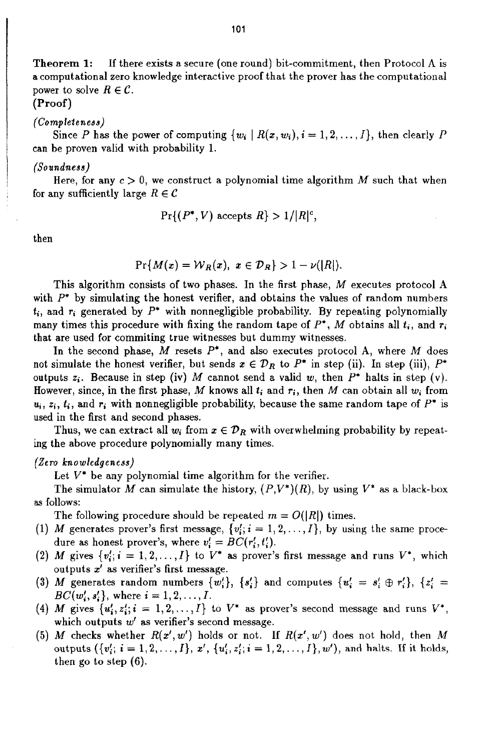**Theorem 1:** If there exists a secure (one round) bit-commitment, then Protocol A is a computational zero knowledge interactive proof that the prover has the computational power to solve $R \in \mathcal{C}$.

**(Proof)**

*(Completeness)*

Since $P$ has the power of computing $\{w_i \mid R(x, w_i), i = 1, 2, \ldots, I\}$, then clearly $P$ can be proven valid with probability 1.

*(Soundness)*

Here, for any $c > 0$, we construct a polynomial time algorithm $M$ such that when for any sufficiently large $R \in \mathcal{C}$

$$\Pr\{(P^*, V) \text{ accepts } R\} > 1/|R|^c,$$

then

$$\Pr\{M(x) = \mathcal{W}_R(x),\ x \in \mathcal{D}_R\} > 1 - \nu(|R|).$$

This algorithm consists of two phases. In the first phase, $M$ executes protocol A with $P^*$ by simulating the honest verifier, and obtains the values of random numbers $t_i$, and $r_i$ generated by $P^*$ with nonnegligible probability. By repeating polynomially many times this procedure with fixing the random tape of $P^*$, $M$ obtains all $t_i$, and $r_i$ that are used for commiting true witnesses but dummy witnesses.

In the second phase, $M$ resets $P^*$, and also executes protocol A, where $M$ does not simulate the honest verifier, but sends $x \in \mathcal{D}_R$ to $P^*$ in step (ii). In step (iii), $P^*$ outputs $z_i$. Because in step (iv) $M$ cannot send a valid $w$, then $P^*$ halts in step (v). However, since, in the first phase, $M$ knows all $t_i$ and $r_i$, then $M$ can obtain all $w_i$ from $u_i$, $z_i$, $t_i$, and $r_i$ with nonnegligible probability, because the same random tape of $P^*$ is used in the first and second phases.

Thus, we can extract all $w_i$ from $x \in \mathcal{D}_R$ with overwhelming probability by repeating the above procedure polynomially many times.

*(Zero knowledgeness)*

Let $V^*$ be any polynomial time algorithm for the verifier.

The simulator $M$ can simulate the history, $(P,V^*)(R)$, by using $V^*$ as a black-box as follows:

The following procedure should be repeated $m = O(|R|)$ times.

(1) $M$ generates prover's first message, $\{v_i'; i = 1, 2, \ldots, I\}$, by using the same procedure as honest prover's, where $v_i' = BC(r_i', t_i')$.

(2) $M$ gives $\{v_i'; i = 1, 2, \ldots, I\}$ to $V^*$ as prover's first message and runs $V^*$, which outputs $x'$ as verifier's first message.

(3) $M$ generates random numbers $\{w_i'\}$, $\{s_i'\}$ and computes $\{u_i' = s_i' \oplus r_i'\}$, $\{z_i' = BC(w_i', s_i')\}$, where $i = 1, 2, \ldots, I$.

(4) $M$ gives $\{u_i', z_i'; i = 1, 2, \ldots, I\}$ to $V^*$ as prover's second message and runs $V^*$, which outputs $w'$ as verifier's second message.

(5) $M$ checks whether $R(x', w')$ holds or not. If $R(x', w')$ does not hold, then $M$ outputs $(\{v_i'; i = 1, 2, \ldots, I\}, x', \{u_i', z_i'; i = 1, 2, \ldots, I\}, w')$, and halts. If it holds, then go to step (6).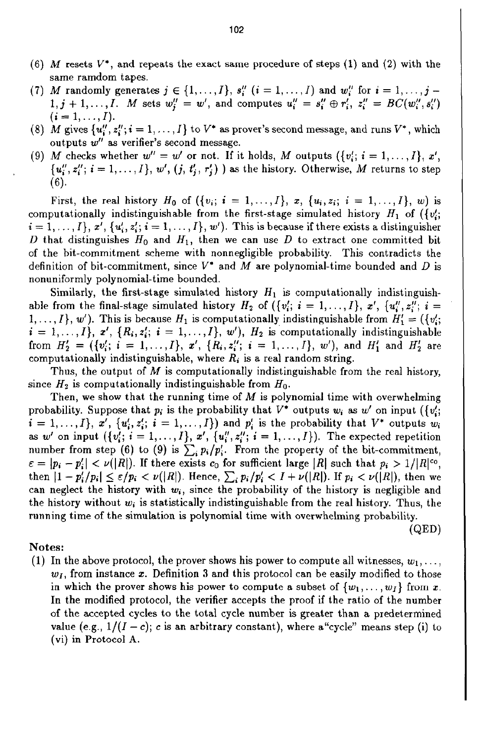(6) $M$ resets $V^*$, and repeats the exact same procedure of steps (1) and (2) with the same ramdom tapes.

(7) $M$ randomly generates $j \in \{1,\ldots,I\}$, $s_i''$ $(i = 1,\ldots,I)$ and $w_i''$ for $i = 1,\ldots,j-1, j+1,\ldots,I$. $M$ sets $w_j'' = w'$, and computes $u_i'' = s_i'' \oplus r_i'$, $z_i'' = BC(w_i'', s_i'')$ $(i = 1,\ldots,I)$.

(8) $M$ gives $\{u_i'', z_i''; i = 1,\ldots,I\}$ to $V^*$ as prover's second message, and runs $V^*$, which outputs $w''$ as verifier's second message.

(9) $M$ checks whether $w'' = w'$ or not. If it holds, $M$ outputs $(\{v_i'; i = 1,\ldots,I\}, x', \{u_i'', z_i''; i = 1,\ldots,I\}, w', (j, t_j', r_j'))$ as the history. Otherwise, $M$ returns to step (6).

First, the real history $H_0$ of $(\{v_i; i = 1,\ldots,I\}, x, \{u_i, z_i; i = 1,\ldots,I\}, w)$ is computationally indistinguishable from the first-stage simulated history $H_1$ of $(\{v_i'; i = 1,\ldots,I\}, x', \{u_i', z_i'; i = 1,\ldots,I\}, w')$. This is because if there exists a distinguisher $D$ that distinguishes $H_0$ and $H_1$, then we can use $D$ to extract one committed bit of the bit-commitment scheme with nonnegligible probability. This contradicts the definition of bit-commitment, since $V^*$ and $M$ are polynomial-time bounded and $D$ is nonuniformly polynomial-time bounded.

Similarly, the first-stage simulated history $H_1$ is computationally indistinguishable from the final-stage simulated history $H_2$ of $(\{v_i'; i = 1,\ldots,I\}, x', \{u_i'', z_i''; i = 1,\ldots,I\}, w')$. This is because $H_1$ is computationally indistinguishable from $H_1' = (\{v_i'; i = 1,\ldots,I\}, x', \{R_i, z_i'; i = 1,\ldots,I\}, w')$, $H_2$ is computationally indistinguishable from $H_2' = (\{v_i'; i = 1,\ldots,I\}, x', \{R_i, z_i''; i = 1,\ldots,I\}, w')$, and $H_1'$ and $H_2'$ are computationally indistinguishable, where $R_i$ is a real random string.

Thus, the output of $M$ is computationally indistinguishable from the real history, since $H_2$ is computationally indistinguishable from $H_0$.

Then, we show that the running time of $M$ is polynomial time with overwhelming probability. Suppose that $p_i$ is the probability that $V^*$ outputs $w_i$ as $w'$ on input $(\{v_i'; i = 1,\ldots,I\}, x', \{u_i', z_i'; i = 1,\ldots,I\})$ and $p_i'$ is the probability that $V^*$ outputs $w_i$ as $w'$ on input $(\{v_i'; i = 1,\ldots,I\}, x', \{u_i'', z_i''; i = 1,\ldots,I\})$. The expected repetition number from step (6) to (9) is $\sum_i p_i/p_i'$. From the property of the bit-commitment, $\varepsilon = |p_i - p_i'| < \nu(|R|)$. If there exists $c_0$ for sufficient large $|R|$ such that $p_i > 1/|R|^{c_0}$, then $|1 - p_i'/p_i| \leq \varepsilon/p_i < \nu(|R|)$. Hence, $\sum_i p_i/p_i' < I + \nu(|R|)$. If $p_i < \nu(|R|)$, then we can neglect the history with $w_i$, since the probability of the history is negligible and the history without $w_i$ is statistically indistinguishable from the real history. Thus, the running time of the simulation is polynomial time with overwhelming probability.

(QED)

**Notes:**

(1) In the above protocol, the prover shows his power to compute all witnesses, $w_1,\ldots, w_I$, from instance $x$. Definition 3 and this protocol can be easily modified to those in which the prover shows his power to compute a subset of $\{w_1,\ldots,w_I\}$ from $x$. In the modified protocol, the verifier accepts the proof if the ratio of the number of the accepted cycles to the total cycle number is greater than a predetermined value (e.g., $1/(I-c)$; $c$ is an arbitrary constant), where a"cycle" means step (i) to (vi) in Protocol A.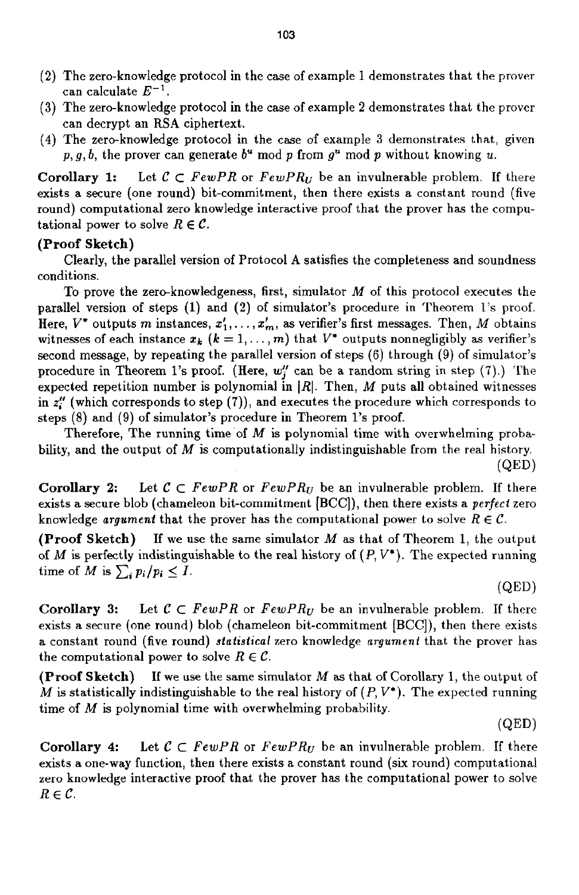(2) The zero-knowledge protocol in the case of example 1 demonstrates that the prover can calculate $E^{-1}$.

(3) The zero-knowledge protocol in the case of example 2 demonstrates that the prover can decrypt an RSA ciphertext.

(4) The zero-knowledge protocol in the case of example 3 demonstrates that, given $p, g, b$, the prover can generate $b^u \bmod p$ from $g^u \bmod p$ without knowing $u$.

**Corollary 1:** Let $\mathcal{C} \subset FewPR$ or $FewPR_U$ be an invulnerable problem. If there exists a secure (one round) bit-commitment, then there exists a constant round (five round) computational zero knowledge interactive proof that the prover has the computational power to solve $R \in \mathcal{C}$.

**(Proof Sketch)**

Clearly, the parallel version of Protocol A satisfies the completeness and soundness conditions.

To prove the zero-knowledgeness, first, simulator $M$ of this protocol executes the parallel version of steps (1) and (2) of simulator's procedure in Theorem 1's proof. Here, $V^*$ outputs $m$ instances, $x'_1, \ldots, x'_m$, as verifier's first messages. Then, $M$ obtains witnesses of each instance $x_k$ ($k = 1, \ldots, m$) that $V^*$ outputs nonnegligibly as verifier's second message, by repeating the parallel version of steps (6) through (9) of simulator's procedure in Theorem 1's proof. (Here, $w''_j$ can be a random string in step (7).) The expected repetition number is polynomial in $|R|$. Then, $M$ puts all obtained witnesses in $z''_i$ (which corresponds to step (7)), and executes the procedure which corresponds to steps (8) and (9) of simulator's procedure in Theorem 1's proof.

Therefore, The running time of $M$ is polynomial time with overwhelming probability, and the output of $M$ is computationally indistinguishable from the real history.

(QED)

**Corollary 2:** Let $\mathcal{C} \subset FewPR$ or $FewPR_U$ be an invulnerable problem. If there exists a secure blob (chameleon bit-commitment [BCC]), then there exists a *perfect* zero knowledge *argument* that the prover has the computational power to solve $R \in \mathcal{C}$.

**(Proof Sketch)** If we use the same simulator $M$ as that of Theorem 1, the output of $M$ is perfectly indistinguishable to the real history of $(P, V^*)$. The expected running time of $M$ is $\sum_i p_i/p_i \leq I$.

(QED)

**Corollary 3:** Let $\mathcal{C} \subset FewPR$ or $FewPR_U$ be an invulnerable problem. If there exists a secure (one round) blob (chameleon bit-commitment [BCC]), then there exists a constant round (five round) *statistical* zero knowledge *argument* that the prover has the computational power to solve $R \in \mathcal{C}$.

**(Proof Sketch)** If we use the same simulator $M$ as that of Corollary 1, the output of $M$ is statistically indistinguishable to the real history of $(P, V^*)$. The expected running time of $M$ is polynomial time with overwhelming probability.

(QED)

**Corollary 4:** Let $\mathcal{C} \subset FewPR$ or $FewPR_U$ be an invulnerable problem. If there exists a one-way function, then there exists a constant round (six round) computational zero knowledge interactive proof that the prover has the computational power to solve $R \in \mathcal{C}$.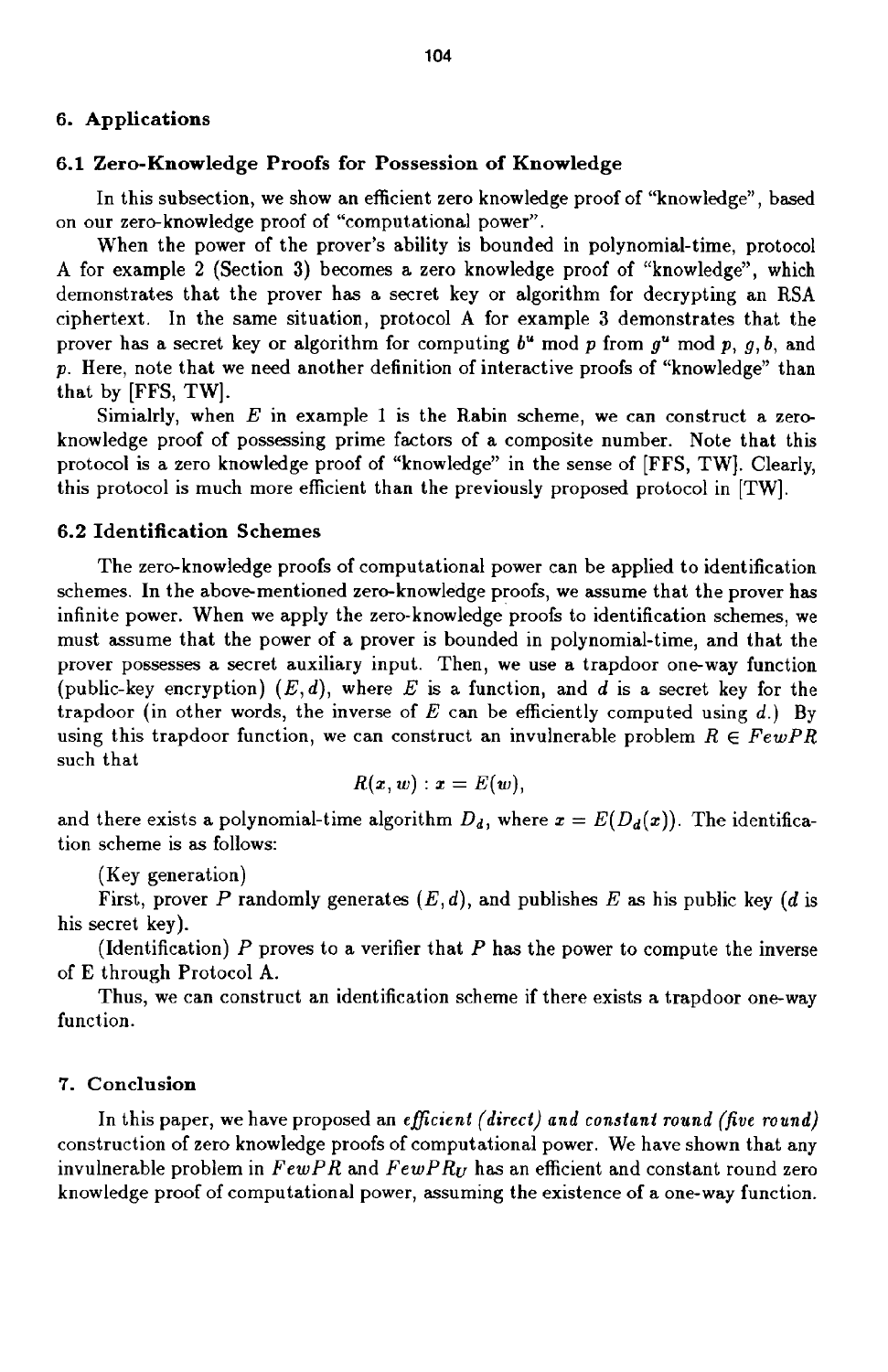## 6. Applications

### 6.1 Zero-Knowledge Proofs for Possession of Knowledge

In this subsection, we show an efficient zero knowledge proof of "knowledge", based on our zero-knowledge proof of "computational power".

When the power of the prover's ability is bounded in polynomial-time, protocol A for example 2 (Section 3) becomes a zero knowledge proof of "knowledge", which demonstrates that the prover has a secret key or algorithm for decrypting an RSA ciphertext. In the same situation, protocol A for example 3 demonstrates that the prover has a secret key or algorithm for computing $b^u \bmod p$ from $g^u \bmod p$, $g, b$, and $p$. Here, note that we need another definition of interactive proofs of "knowledge" than that by [FFS, TW].

Simialrly, when $E$ in example 1 is the Rabin scheme, we can construct a zero-knowledge proof of possessing prime factors of a composite number. Note that this protocol is a zero knowledge proof of "knowledge" in the sense of [FFS, TW]. Clearly, this protocol is much more efficient than the previously proposed protocol in [TW].

### 6.2 Identification Schemes

The zero-knowledge proofs of computational power can be applied to identification schemes. In the above-mentioned zero-knowledge proofs, we assume that the prover has infinite power. When we apply the zero-knowledge proofs to identification schemes, we must assume that the power of a prover is bounded in polynomial-time, and that the prover possesses a secret auxiliary input. Then, we use a trapdoor one-way function (public-key encryption) $(E, d)$, where $E$ is a function, and $d$ is a secret key for the trapdoor (in other words, the inverse of $E$ can be efficiently computed using $d$.) By using this trapdoor function, we can construct an invulnerable problem $R \in FewPR$ such that

$$R(x, w) : x = E(w),$$

and there exists a polynomial-time algorithm $D_d$, where $x = E(D_d(x))$. The identification scheme is as follows:

(Key generation)

First, prover $P$ randomly generates $(E, d)$, and publishes $E$ as his public key ($d$ is his secret key).

(Identification) $P$ proves to a verifier that $P$ has the power to compute the inverse of E through Protocol A.

Thus, we can construct an identification scheme if there exists a trapdoor one-way function.

## 7. Conclusion

In this paper, we have proposed an *efficient (direct) and constant round (five round)* construction of zero knowledge proofs of computational power. We have shown that any invulnerable problem in $FewPR$ and $FewPR_U$ has an efficient and constant round zero knowledge proof of computational power, assuming the existence of a one-way function.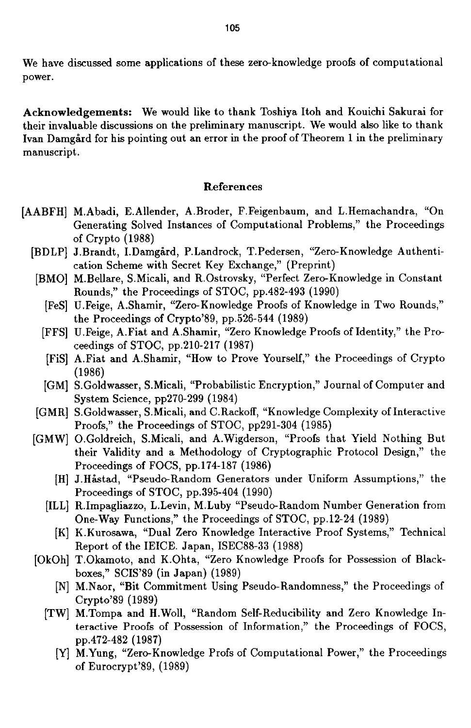We have discussed some applications of these zero-knowledge proofs of computational power.

**Acknowledgements:** We would like to thank Toshiya Itoh and Kouichi Sakurai for their invaluable discussions on the preliminary manuscript. We would also like to thank Ivan Damgård for his pointing out an error in the proof of Theorem 1 in the preliminary manuscript.

## References

[AABFH] M.Abadi, E.Allender, A.Broder, F.Feigenbaum, and L.Hemachandra, "On Generating Solved Instances of Computational Problems," the Proceedings of Crypto (1988)

[BDLP] J.Brandt, I.Damgård, P.Landrock, T.Pedersen, "Zero-Knowledge Authentication Scheme with Secret Key Exchange," (Preprint)

[BMO] M.Bellare, S.Micali, and R.Ostrovsky, "Perfect Zero-Knowledge in Constant Rounds," the Proceedings of STOC, pp.482-493 (1990)

[FeS] U.Feige, A.Shamir, "Zero-Knowledge Proofs of Knowledge in Two Rounds," the Proceedings of Crypto'89, pp.526-544 (1989)

[FFS] U.Feige, A.Fiat and A.Shamir, "Zero Knowledge Proofs of Identity," the Proceedings of STOC, pp.210-217 (1987)

[FiS] A.Fiat and A.Shamir, "How to Prove Yourself," the Proceedings of Crypto (1986)

[GM] S.Goldwasser, S.Micali, "Probabilistic Encryption," Journal of Computer and System Science, pp270-299 (1984)

[GMR] S.Goldwasser, S.Micali, and C.Rackoff, "Knowledge Complexity of Interactive Proofs," the Proceedings of STOC, pp291-304 (1985)

[GMW] O.Goldreich, S.Micali, and A.Wigderson, "Proofs that Yield Nothing But their Validity and a Methodology of Cryptographic Protocol Design," the Proceedings of FOCS, pp.174-187 (1986)

[H] J.Håstad, "Pseudo-Random Generators under Uniform Assumptions," the Proceedings of STOC, pp.395-404 (1990)

[ILL] R.Impagliazzo, L.Levin, M.Luby "Pseudo-Random Number Generation from One-Way Functions," the Proceedings of STOC, pp.12-24 (1989)

[K] K.Kurosawa, "Dual Zero Knowledge Interactive Proof Systems," Technical Report of the IEICE. Japan, ISEC88-33 (1988)

[OkOh] T.Okamoto, and K.Ohta, "Zero Knowledge Proofs for Possession of Blackboxes," SCIS'89 (in Japan) (1989)

[N] M.Naor, "Bit Commitment Using Pseudo-Randomness," the Proceedings of Crypto'89 (1989)

[TW] M.Tompa and H.Woll, "Random Self-Reducibility and Zero Knowledge Interactive Proofs of Possession of Information," the Proceedings of FOCS, pp.472-482 (1987)

[Y] M.Yung, "Zero-Knowledge Profs of Computational Power," the Proceedings of Eurocrypt'89, (1989)